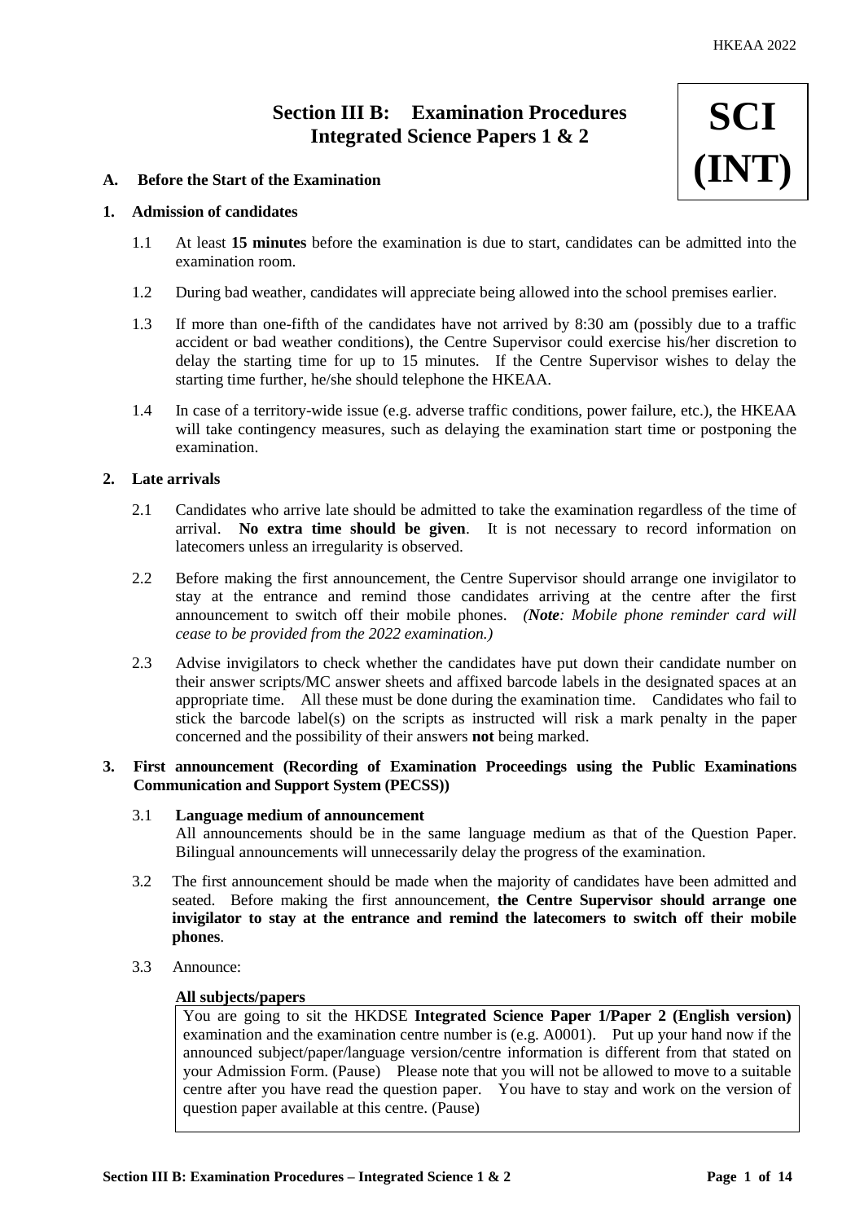# Section III B: Examination Procedures Integrated Science Papers 1 & 2

**SCI (INT)**

## A. Before the Start of the Examination

### 1. Admission of candidates

1.1 At least **15 minutes** before the examination is due to start, candidates can be admitted into the examination room.

1.2 During bad weather, candidates will appreciate being allowed into the school premises earlier.

1.3 If more than one-fifth of the candidates have not arrived by 8:30 am (possibly due to a traffic accident or bad weather conditions), the Centre Supervisor could exercise his/her discretion to delay the starting time for up to 15 minutes. If the Centre Supervisor wishes to delay the starting time further, he/she should telephone the HKEAA.

1.4 In case of a territory-wide issue (e.g. adverse traffic conditions, power failure, etc.), the HKEAA will take contingency measures, such as delaying the examination start time or postponing the examination.

### 2. Late arrivals

2.1 Candidates who arrive late should be admitted to take the examination regardless of the time of arrival. **No extra time should be given**. It is not necessary to record information on latecomers unless an irregularity is observed.

2.2 Before making the first announcement, the Centre Supervisor should arrange one invigilator to stay at the entrance and remind those candidates arriving at the centre after the first announcement to switch off their mobile phones. *(**Note**: Mobile phone reminder card will cease to be provided from the 2022 examination.)*

2.3 Advise invigilators to check whether the candidates have put down their candidate number on their answer scripts/MC answer sheets and affixed barcode labels in the designated spaces at an appropriate time. All these must be done during the examination time. Candidates who fail to stick the barcode label(s) on the scripts as instructed will risk a mark penalty in the paper concerned and the possibility of their answers **not** being marked.

### 3. First announcement (Recording of Examination Proceedings using the Public Examinations Communication and Support System (PECSS))

3.1 **Language medium of announcement**
All announcements should be in the same language medium as that of the Question Paper. Bilingual announcements will unnecessarily delay the progress of the examination.

3.2 The first announcement should be made when the majority of candidates have been admitted and seated. Before making the first announcement, **the Centre Supervisor should arrange one invigilator to stay at the entrance and remind the latecomers to switch off their mobile phones**.

3.3 Announce:

**All subjects/papers**

> You are going to sit the HKDSE **Integrated Science Paper 1/Paper 2 (English version)** examination and the examination centre number is (e.g. A0001). Put up your hand now if the announced subject/paper/language version/centre information is different from that stated on your Admission Form. (Pause) Please note that you will not be allowed to move to a suitable centre after you have read the question paper. You have to stay and work on the version of question paper available at this centre. (Pause)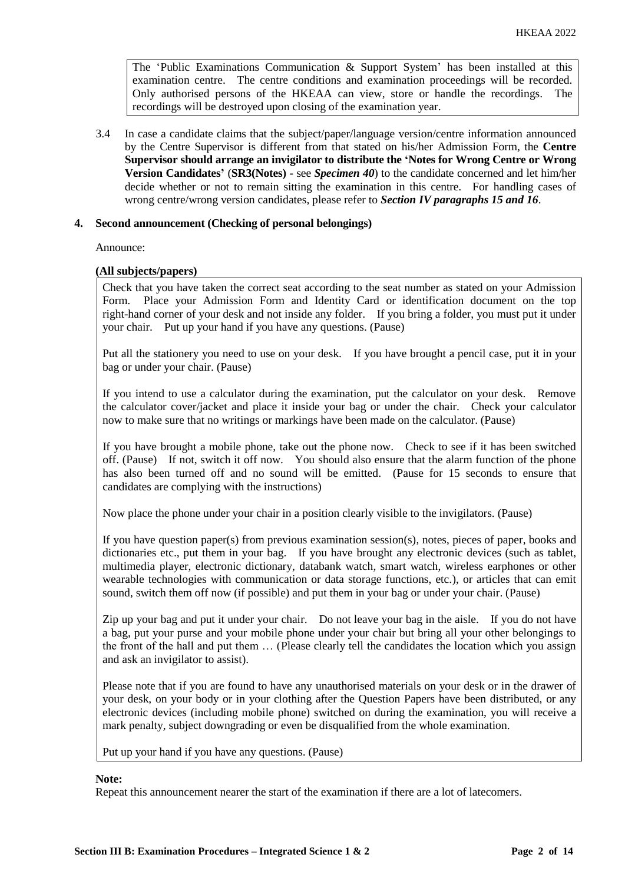> The 'Public Examinations Communication & Support System' has been installed at this examination centre. The centre conditions and examination proceedings will be recorded. Only authorised persons of the HKEAA can view, store or handle the recordings. The recordings will be destroyed upon closing of the examination year.

3.4 In case a candidate claims that the subject/paper/language version/centre information announced by the Centre Supervisor is different from that stated on his/her Admission Form, the **Centre Supervisor should arrange an invigilator to distribute the 'Notes for Wrong Centre or Wrong Version Candidates'** (**SR3(Notes) -** see ***Specimen 40***) to the candidate concerned and let him/her decide whether or not to remain sitting the examination in this centre. For handling cases of wrong centre/wrong version candidates, please refer to ***Section IV paragraphs 15 and 16***.

## 4. Second announcement (Checking of personal belongings)

Announce:

**(All subjects/papers)**

> Check that you have taken the correct seat according to the seat number as stated on your Admission Form. Place your Admission Form and Identity Card or identification document on the top right-hand corner of your desk and not inside any folder. If you bring a folder, you must put it under your chair. Put up your hand if you have any questions. (Pause)
>
> Put all the stationery you need to use on your desk. If you have brought a pencil case, put it in your bag or under your chair. (Pause)
>
> If you intend to use a calculator during the examination, put the calculator on your desk. Remove the calculator cover/jacket and place it inside your bag or under the chair. Check your calculator now to make sure that no writings or markings have been made on the calculator. (Pause)
>
> If you have brought a mobile phone, take out the phone now. Check to see if it has been switched off. (Pause) If not, switch it off now. You should also ensure that the alarm function of the phone has also been turned off and no sound will be emitted. (Pause for 15 seconds to ensure that candidates are complying with the instructions)
>
> Now place the phone under your chair in a position clearly visible to the invigilators. (Pause)
>
> If you have question paper(s) from previous examination session(s), notes, pieces of paper, books and dictionaries etc., put them in your bag. If you have brought any electronic devices (such as tablet, multimedia player, electronic dictionary, databank watch, smart watch, wireless earphones or other wearable technologies with communication or data storage functions, etc.), or articles that can emit sound, switch them off now (if possible) and put them in your bag or under your chair. (Pause)
>
> Zip up your bag and put it under your chair. Do not leave your bag in the aisle. If you do not have a bag, put your purse and your mobile phone under your chair but bring all your other belongings to the front of the hall and put them … (Please clearly tell the candidates the location which you assign and ask an invigilator to assist).
>
> Please note that if you are found to have any unauthorised materials on your desk or in the drawer of your desk, on your body or in your clothing after the Question Papers have been distributed, or any electronic devices (including mobile phone) switched on during the examination, you will receive a mark penalty, subject downgrading or even be disqualified from the whole examination.
>
> Put up your hand if you have any questions. (Pause)

**Note:**
Repeat this announcement nearer the start of the examination if there are a lot of latecomers.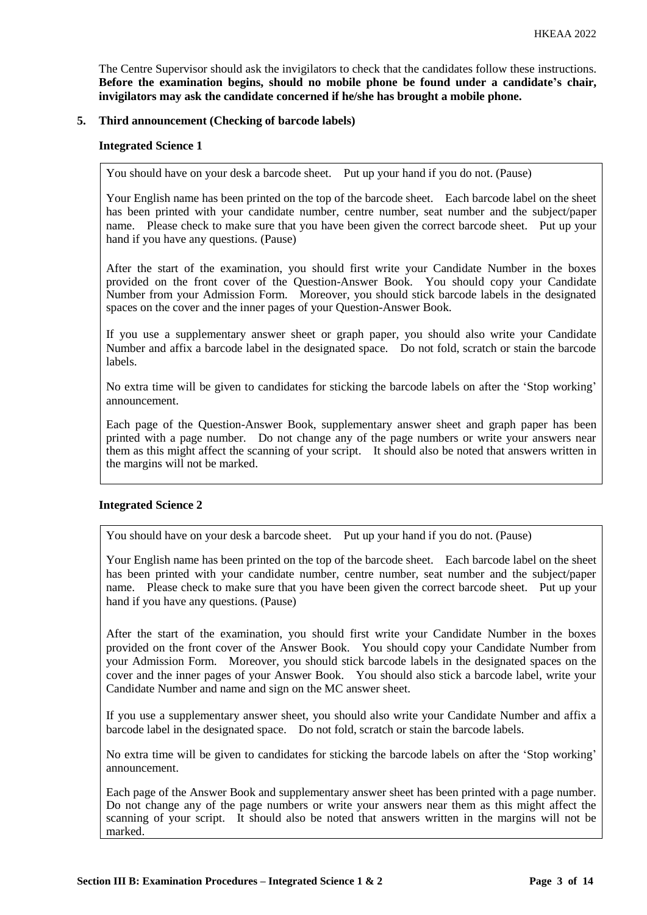The Centre Supervisor should ask the invigilators to check that the candidates follow these instructions. **Before the examination begins, should no mobile phone be found under a candidate's chair, invigilators may ask the candidate concerned if he/she has brought a mobile phone.**

## 5. Third announcement (Checking of barcode labels)

### Integrated Science 1

> You should have on your desk a barcode sheet. Put up your hand if you do not. (Pause)
>
> Your English name has been printed on the top of the barcode sheet. Each barcode label on the sheet has been printed with your candidate number, centre number, seat number and the subject/paper name. Please check to make sure that you have been given the correct barcode sheet. Put up your hand if you have any questions. (Pause)
>
> After the start of the examination, you should first write your Candidate Number in the boxes provided on the front cover of the Question-Answer Book. You should copy your Candidate Number from your Admission Form. Moreover, you should stick barcode labels in the designated spaces on the cover and the inner pages of your Question-Answer Book.
>
> If you use a supplementary answer sheet or graph paper, you should also write your Candidate Number and affix a barcode label in the designated space. Do not fold, scratch or stain the barcode labels.
>
> No extra time will be given to candidates for sticking the barcode labels on after the 'Stop working' announcement.
>
> Each page of the Question-Answer Book, supplementary answer sheet and graph paper has been printed with a page number. Do not change any of the page numbers or write your answers near them as this might affect the scanning of your script. It should also be noted that answers written in the margins will not be marked.

### Integrated Science 2

> You should have on your desk a barcode sheet. Put up your hand if you do not. (Pause)
>
> Your English name has been printed on the top of the barcode sheet. Each barcode label on the sheet has been printed with your candidate number, centre number, seat number and the subject/paper name. Please check to make sure that you have been given the correct barcode sheet. Put up your hand if you have any questions. (Pause)
>
> After the start of the examination, you should first write your Candidate Number in the boxes provided on the front cover of the Answer Book. You should copy your Candidate Number from your Admission Form. Moreover, you should stick barcode labels in the designated spaces on the cover and the inner pages of your Answer Book. You should also stick a barcode label, write your Candidate Number and name and sign on the MC answer sheet.
>
> If you use a supplementary answer sheet, you should also write your Candidate Number and affix a barcode label in the designated space. Do not fold, scratch or stain the barcode labels.
>
> No extra time will be given to candidates for sticking the barcode labels on after the 'Stop working' announcement.
>
> Each page of the Answer Book and supplementary answer sheet has been printed with a page number. Do not change any of the page numbers or write your answers near them as this might affect the scanning of your script. It should also be noted that answers written in the margins will not be marked.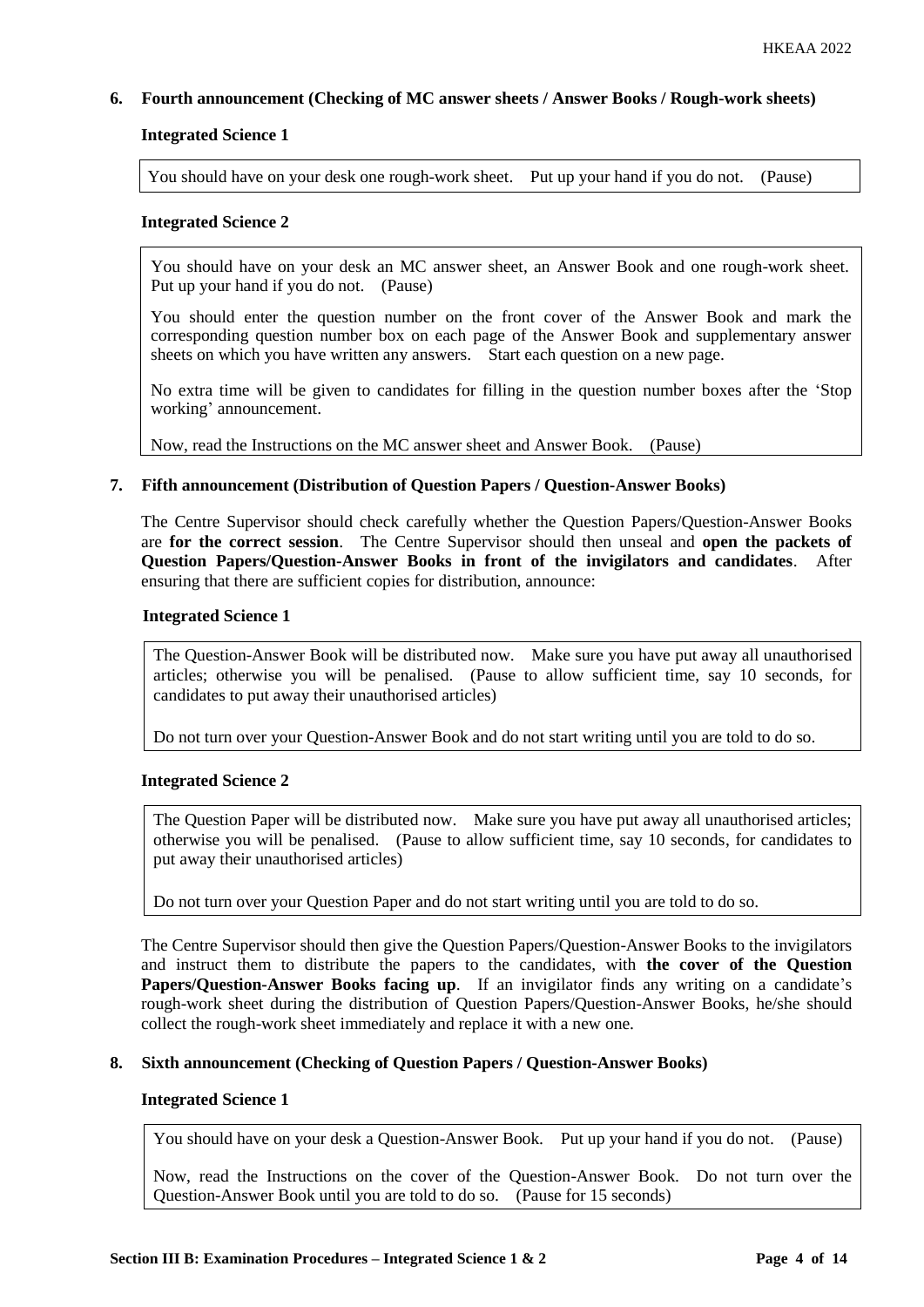**6. Fourth announcement (Checking of MC answer sheets / Answer Books / Rough-work sheets)**

**Integrated Science 1**

> You should have on your desk one rough-work sheet. Put up your hand if you do not. (Pause)

**Integrated Science 2**

> You should have on your desk an MC answer sheet, an Answer Book and one rough-work sheet. Put up your hand if you do not. (Pause)
>
> You should enter the question number on the front cover of the Answer Book and mark the corresponding question number box on each page of the Answer Book and supplementary answer sheets on which you have written any answers. Start each question on a new page.
>
> No extra time will be given to candidates for filling in the question number boxes after the 'Stop working' announcement.
>
> Now, read the Instructions on the MC answer sheet and Answer Book. (Pause)

**7. Fifth announcement (Distribution of Question Papers / Question-Answer Books)**

The Centre Supervisor should check carefully whether the Question Papers/Question-Answer Books are **for the correct session**. The Centre Supervisor should then unseal and **open the packets of Question Papers/Question-Answer Books in front of the invigilators and candidates**. After ensuring that there are sufficient copies for distribution, announce:

**Integrated Science 1**

> The Question-Answer Book will be distributed now. Make sure you have put away all unauthorised articles; otherwise you will be penalised. (Pause to allow sufficient time, say 10 seconds, for candidates to put away their unauthorised articles)
>
> Do not turn over your Question-Answer Book and do not start writing until you are told to do so.

**Integrated Science 2**

> The Question Paper will be distributed now. Make sure you have put away all unauthorised articles; otherwise you will be penalised. (Pause to allow sufficient time, say 10 seconds, for candidates to put away their unauthorised articles)
>
> Do not turn over your Question Paper and do not start writing until you are told to do so.

The Centre Supervisor should then give the Question Papers/Question-Answer Books to the invigilators and instruct them to distribute the papers to the candidates, with **the cover of the Question Papers/Question-Answer Books facing up**. If an invigilator finds any writing on a candidate's rough-work sheet during the distribution of Question Papers/Question-Answer Books, he/she should collect the rough-work sheet immediately and replace it with a new one.

**8. Sixth announcement (Checking of Question Papers / Question-Answer Books)**

**Integrated Science 1**

> You should have on your desk a Question-Answer Book. Put up your hand if you do not. (Pause)
>
> Now, read the Instructions on the cover of the Question-Answer Book. Do not turn over the Question-Answer Book until you are told to do so. (Pause for 15 seconds)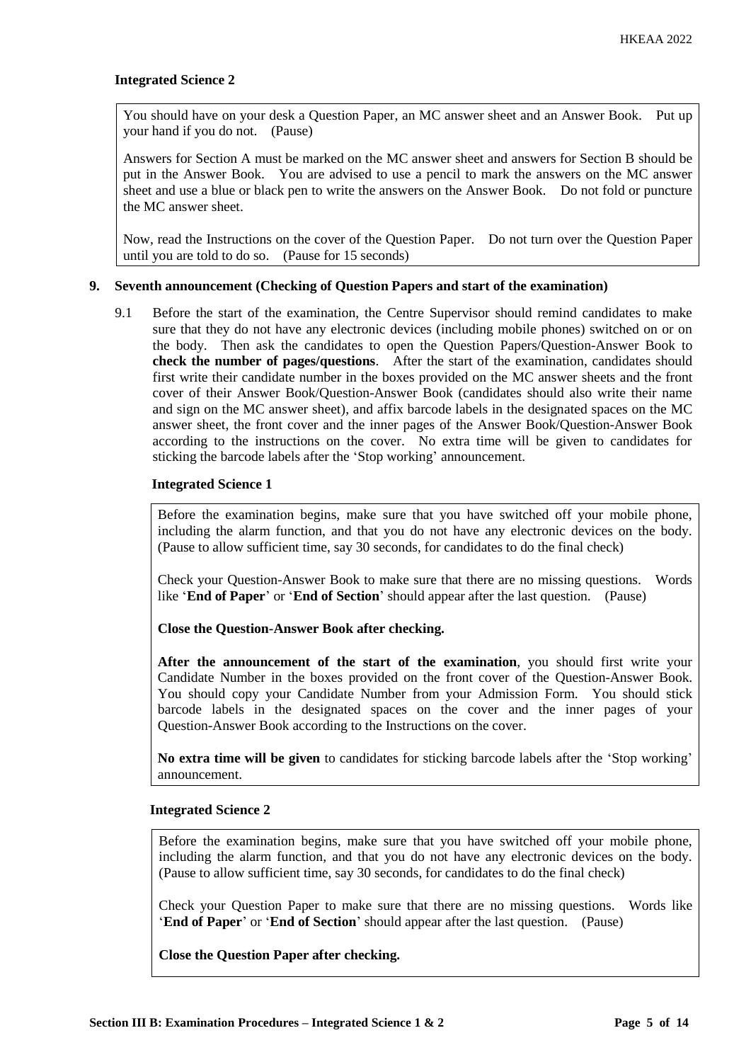**Integrated Science 2**

> You should have on your desk a Question Paper, an MC answer sheet and an Answer Book. Put up your hand if you do not. (Pause)
>
> Answers for Section A must be marked on the MC answer sheet and answers for Section B should be put in the Answer Book. You are advised to use a pencil to mark the answers on the MC answer sheet and use a blue or black pen to write the answers on the Answer Book. Do not fold or puncture the MC answer sheet.
>
> Now, read the Instructions on the cover of the Question Paper. Do not turn over the Question Paper until you are told to do so. (Pause for 15 seconds)

## 9. Seventh announcement (Checking of Question Papers and start of the examination)

9.1 Before the start of the examination, the Centre Supervisor should remind candidates to make sure that they do not have any electronic devices (including mobile phones) switched on or on the body. Then ask the candidates to open the Question Papers/Question-Answer Book to **check the number of pages/questions**. After the start of the examination, candidates should first write their candidate number in the boxes provided on the MC answer sheets and the front cover of their Answer Book/Question-Answer Book (candidates should also write their name and sign on the MC answer sheet), and affix barcode labels in the designated spaces on the MC answer sheet, the front cover and the inner pages of the Answer Book/Question-Answer Book according to the instructions on the cover. No extra time will be given to candidates for sticking the barcode labels after the 'Stop working' announcement.

**Integrated Science 1**

> Before the examination begins, make sure that you have switched off your mobile phone, including the alarm function, and that you do not have any electronic devices on the body. (Pause to allow sufficient time, say 30 seconds, for candidates to do the final check)
>
> Check your Question-Answer Book to make sure that there are no missing questions. Words like '**End of Paper**' or '**End of Section**' should appear after the last question. (Pause)
>
> **Close the Question-Answer Book after checking.**
>
> **After the announcement of the start of the examination**, you should first write your Candidate Number in the boxes provided on the front cover of the Question-Answer Book. You should copy your Candidate Number from your Admission Form. You should stick barcode labels in the designated spaces on the cover and the inner pages of your Question-Answer Book according to the Instructions on the cover.
>
> **No extra time will be given** to candidates for sticking barcode labels after the 'Stop working' announcement.

**Integrated Science 2**

> Before the examination begins, make sure that you have switched off your mobile phone, including the alarm function, and that you do not have any electronic devices on the body. (Pause to allow sufficient time, say 30 seconds, for candidates to do the final check)
>
> Check your Question Paper to make sure that there are no missing questions. Words like '**End of Paper**' or '**End of Section**' should appear after the last question. (Pause)
>
> **Close the Question Paper after checking.**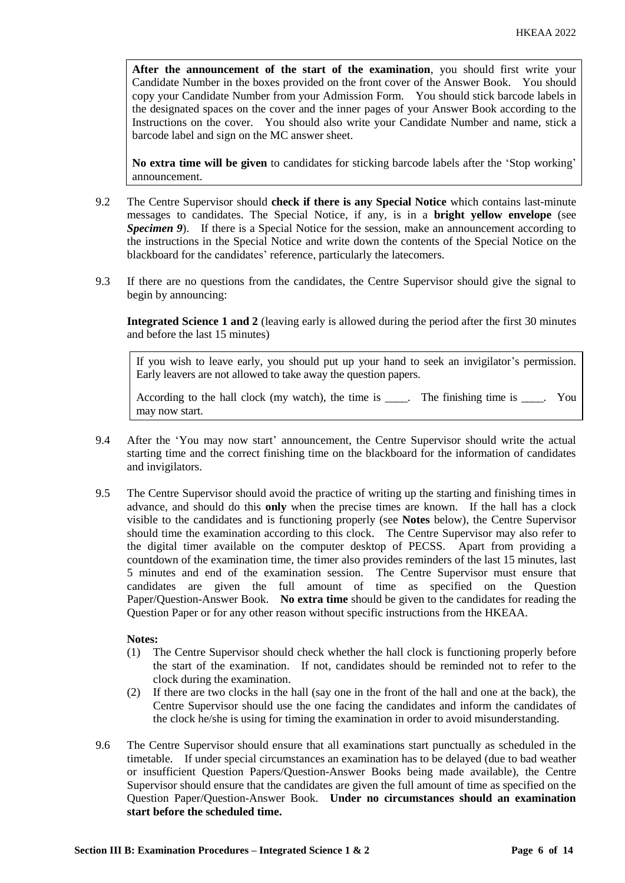> **After the announcement of the start of the examination**, you should first write your Candidate Number in the boxes provided on the front cover of the Answer Book. You should copy your Candidate Number from your Admission Form. You should stick barcode labels in the designated spaces on the cover and the inner pages of your Answer Book according to the Instructions on the cover. You should also write your Candidate Number and name, stick a barcode label and sign on the MC answer sheet.
>
> **No extra time will be given** to candidates for sticking barcode labels after the 'Stop working' announcement.

9.2 The Centre Supervisor should **check if there is any Special Notice** which contains last-minute messages to candidates. The Special Notice, if any, is in a **bright yellow envelope** (see ***Specimen 9***). If there is a Special Notice for the session, make an announcement according to the instructions in the Special Notice and write down the contents of the Special Notice on the blackboard for the candidates' reference, particularly the latecomers.

9.3 If there are no questions from the candidates, the Centre Supervisor should give the signal to begin by announcing:

**Integrated Science 1 and 2** (leaving early is allowed during the period after the first 30 minutes and before the last 15 minutes)

> If you wish to leave early, you should put up your hand to seek an invigilator's permission. Early leavers are not allowed to take away the question papers.
>
> According to the hall clock (my watch), the time is ____. The finishing time is ____. You may now start.

9.4 After the 'You may now start' announcement, the Centre Supervisor should write the actual starting time and the correct finishing time on the blackboard for the information of candidates and invigilators.

9.5 The Centre Supervisor should avoid the practice of writing up the starting and finishing times in advance, and should do this **only** when the precise times are known. If the hall has a clock visible to the candidates and is functioning properly (see **Notes** below), the Centre Supervisor should time the examination according to this clock. The Centre Supervisor may also refer to the digital timer available on the computer desktop of PECSS. Apart from providing a countdown of the examination time, the timer also provides reminders of the last 15 minutes, last 5 minutes and end of the examination session. The Centre Supervisor must ensure that candidates are given the full amount of time as specified on the Question Paper/Question-Answer Book. **No extra time** should be given to the candidates for reading the Question Paper or for any other reason without specific instructions from the HKEAA.

**Notes:**

(1) The Centre Supervisor should check whether the hall clock is functioning properly before the start of the examination. If not, candidates should be reminded not to refer to the clock during the examination.

(2) If there are two clocks in the hall (say one in the front of the hall and one at the back), the Centre Supervisor should use the one facing the candidates and inform the candidates of the clock he/she is using for timing the examination in order to avoid misunderstanding.

9.6 The Centre Supervisor should ensure that all examinations start punctually as scheduled in the timetable. If under special circumstances an examination has to be delayed (due to bad weather or insufficient Question Papers/Question-Answer Books being made available), the Centre Supervisor should ensure that the candidates are given the full amount of time as specified on the Question Paper/Question-Answer Book. **Under no circumstances should an examination start before the scheduled time.**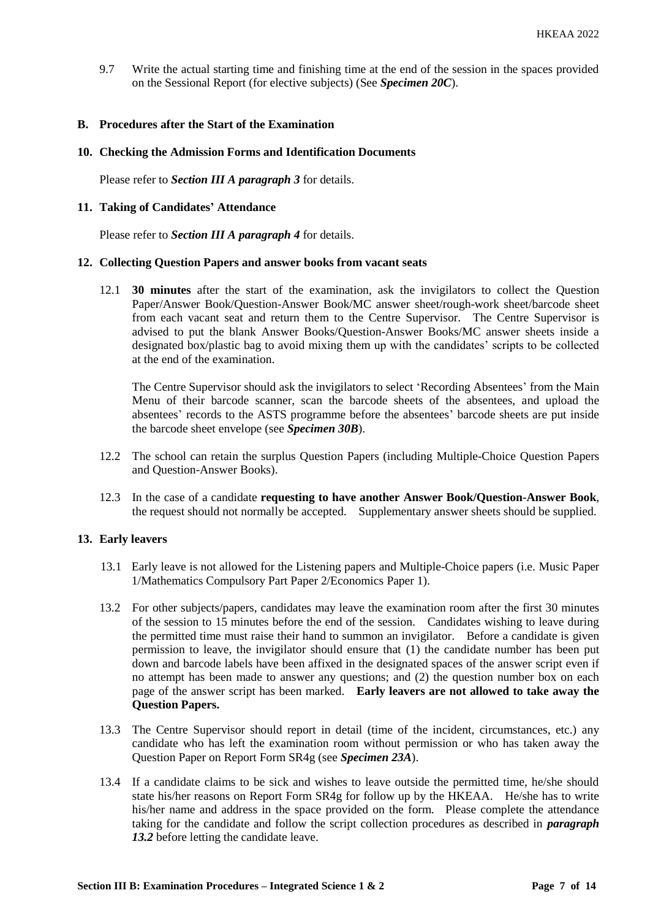9.7 Write the actual starting time and finishing time at the end of the session in the spaces provided on the Sessional Report (for elective subjects) (See ***Specimen 20C***).

## B. Procedures after the Start of the Examination

### 10. Checking the Admission Forms and Identification Documents

Please refer to ***Section III A paragraph 3*** for details.

### 11. Taking of Candidates' Attendance

Please refer to ***Section III A paragraph 4*** for details.

### 12. Collecting Question Papers and answer books from vacant seats

12.1 **30 minutes** after the start of the examination, ask the invigilators to collect the Question Paper/Answer Book/Question-Answer Book/MC answer sheet/rough-work sheet/barcode sheet from each vacant seat and return them to the Centre Supervisor. The Centre Supervisor is advised to put the blank Answer Books/Question-Answer Books/MC answer sheets inside a designated box/plastic bag to avoid mixing them up with the candidates' scripts to be collected at the end of the examination.

The Centre Supervisor should ask the invigilators to select 'Recording Absentees' from the Main Menu of their barcode scanner, scan the barcode sheets of the absentees, and upload the absentees' records to the ASTS programme before the absentees' barcode sheets are put inside the barcode sheet envelope (see ***Specimen 30B***).

12.2 The school can retain the surplus Question Papers (including Multiple-Choice Question Papers and Question-Answer Books).

12.3 In the case of a candidate **requesting to have another Answer Book/Question-Answer Book**, the request should not normally be accepted. Supplementary answer sheets should be supplied.

### 13. Early leavers

13.1 Early leave is not allowed for the Listening papers and Multiple-Choice papers (i.e. Music Paper 1/Mathematics Compulsory Part Paper 2/Economics Paper 1).

13.2 For other subjects/papers, candidates may leave the examination room after the first 30 minutes of the session to 15 minutes before the end of the session. Candidates wishing to leave during the permitted time must raise their hand to summon an invigilator. Before a candidate is given permission to leave, the invigilator should ensure that (1) the candidate number has been put down and barcode labels have been affixed in the designated spaces of the answer script even if no attempt has been made to answer any questions; and (2) the question number box on each page of the answer script has been marked. **Early leavers are not allowed to take away the Question Papers.**

13.3 The Centre Supervisor should report in detail (time of the incident, circumstances, etc.) any candidate who has left the examination room without permission or who has taken away the Question Paper on Report Form SR4g (see ***Specimen 23A***).

13.4 If a candidate claims to be sick and wishes to leave outside the permitted time, he/she should state his/her reasons on Report Form SR4g for follow up by the HKEAA. He/she has to write his/her name and address in the space provided on the form. Please complete the attendance taking for the candidate and follow the script collection procedures as described in ***paragraph 13.2*** before letting the candidate leave.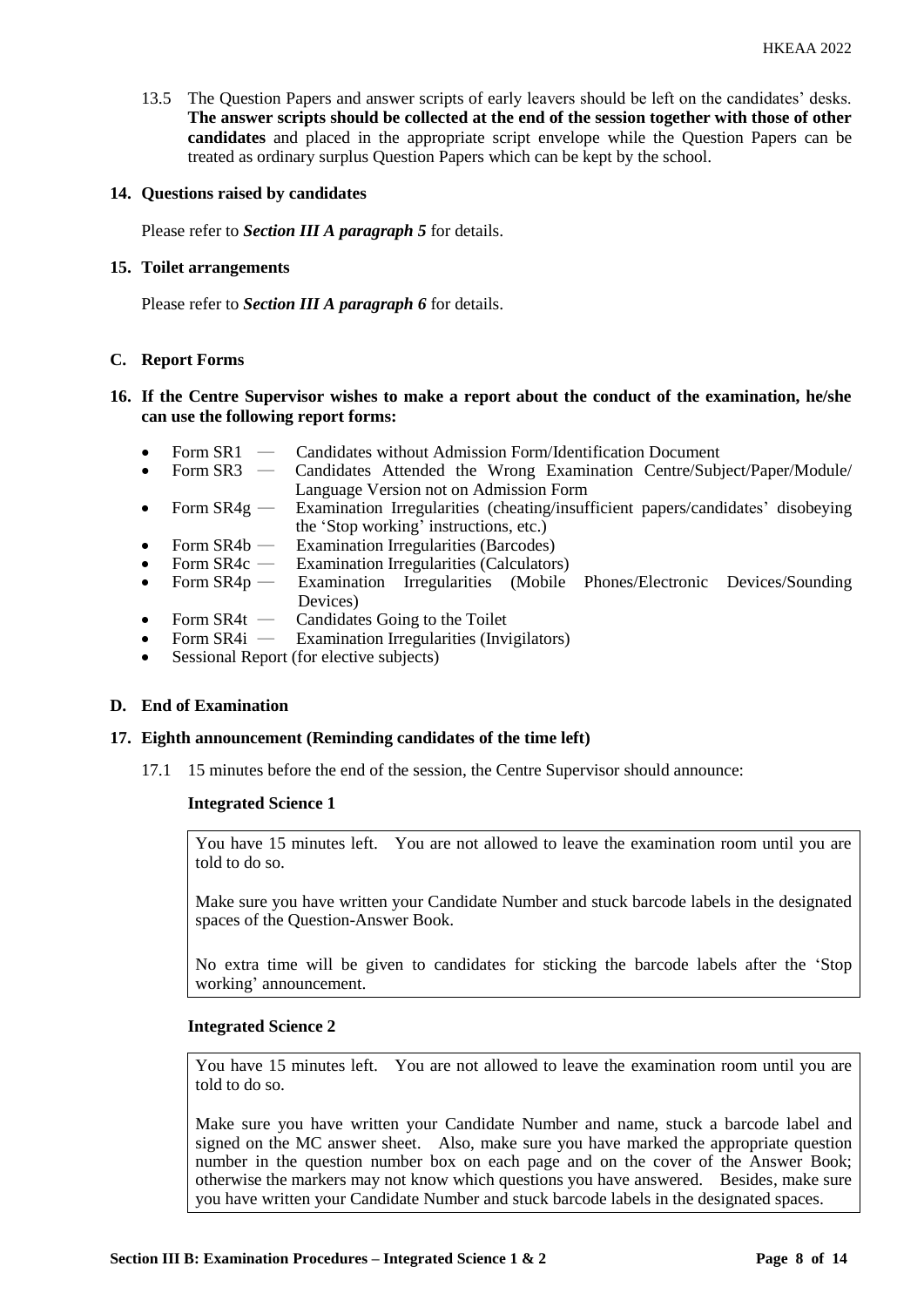13.5 The Question Papers and answer scripts of early leavers should be left on the candidates' desks. **The answer scripts should be collected at the end of the session together with those of other candidates** and placed in the appropriate script envelope while the Question Papers can be treated as ordinary surplus Question Papers which can be kept by the school.

### 14. Questions raised by candidates

Please refer to ***Section III A paragraph 5*** for details.

### 15. Toilet arrangements

Please refer to ***Section III A paragraph 6*** for details.

## C. Report Forms

### 16. If the Centre Supervisor wishes to make a report about the conduct of the examination, he/she can use the following report forms:

- Form SR1 — Candidates without Admission Form/Identification Document
- Form SR3 — Candidates Attended the Wrong Examination Centre/Subject/Paper/Module/Language Version not on Admission Form
- Form SR4g — Examination Irregularities (cheating/insufficient papers/candidates' disobeying the 'Stop working' instructions, etc.)
- Form SR4b — Examination Irregularities (Barcodes)
- Form SR4c — Examination Irregularities (Calculators)
- Form SR4p — Examination Irregularities (Mobile Phones/Electronic Devices/Sounding Devices)
- Form SR4t — Candidates Going to the Toilet
- Form SR4i — Examination Irregularities (Invigilators)
- Sessional Report (for elective subjects)

## D. End of Examination

### 17. Eighth announcement (Reminding candidates of the time left)

17.1 15 minutes before the end of the session, the Centre Supervisor should announce:

**Integrated Science 1**

> You have 15 minutes left. You are not allowed to leave the examination room until you are told to do so.
>
> Make sure you have written your Candidate Number and stuck barcode labels in the designated spaces of the Question-Answer Book.
>
> No extra time will be given to candidates for sticking the barcode labels after the 'Stop working' announcement.

**Integrated Science 2**

> You have 15 minutes left. You are not allowed to leave the examination room until you are told to do so.
>
> Make sure you have written your Candidate Number and name, stuck a barcode label and signed on the MC answer sheet. Also, make sure you have marked the appropriate question number in the question number box on each page and on the cover of the Answer Book; otherwise the markers may not know which questions you have answered. Besides, make sure you have written your Candidate Number and stuck barcode labels in the designated spaces.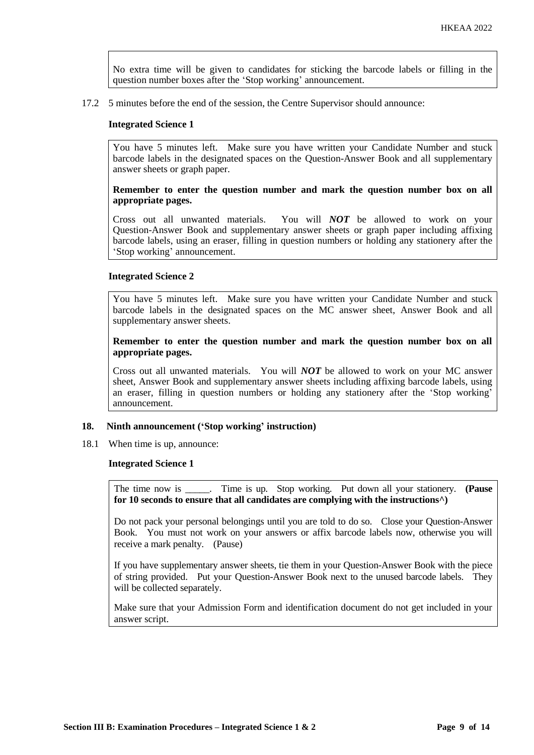No extra time will be given to candidates for sticking the barcode labels or filling in the question number boxes after the 'Stop working' announcement.

17.2 5 minutes before the end of the session, the Centre Supervisor should announce:

**Integrated Science 1**

> You have 5 minutes left. Make sure you have written your Candidate Number and stuck barcode labels in the designated spaces on the Question-Answer Book and all supplementary answer sheets or graph paper.
>
> **Remember to enter the question number and mark the question number box on all appropriate pages.**
>
> Cross out all unwanted materials. You will ***NOT*** be allowed to work on your Question-Answer Book and supplementary answer sheets or graph paper including affixing barcode labels, using an eraser, filling in question numbers or holding any stationery after the 'Stop working' announcement.

**Integrated Science 2**

> You have 5 minutes left. Make sure you have written your Candidate Number and stuck barcode labels in the designated spaces on the MC answer sheet, Answer Book and all supplementary answer sheets.
>
> **Remember to enter the question number and mark the question number box on all appropriate pages.**
>
> Cross out all unwanted materials. You will ***NOT*** be allowed to work on your MC answer sheet, Answer Book and supplementary answer sheets including affixing barcode labels, using an eraser, filling in question numbers or holding any stationery after the 'Stop working' announcement.

## 18. Ninth announcement ('Stop working' instruction)

18.1 When time is up, announce:

**Integrated Science 1**

> The time now is _____. Time is up. Stop working. Put down all your stationery. **(Pause for 10 seconds to ensure that all candidates are complying with the instructions^)**
>
> Do not pack your personal belongings until you are told to do so. Close your Question-Answer Book. You must not work on your answers or affix barcode labels now, otherwise you will receive a mark penalty. (Pause)
>
> If you have supplementary answer sheets, tie them in your Question-Answer Book with the piece of string provided. Put your Question-Answer Book next to the unused barcode labels. They will be collected separately.
>
> Make sure that your Admission Form and identification document do not get included in your answer script.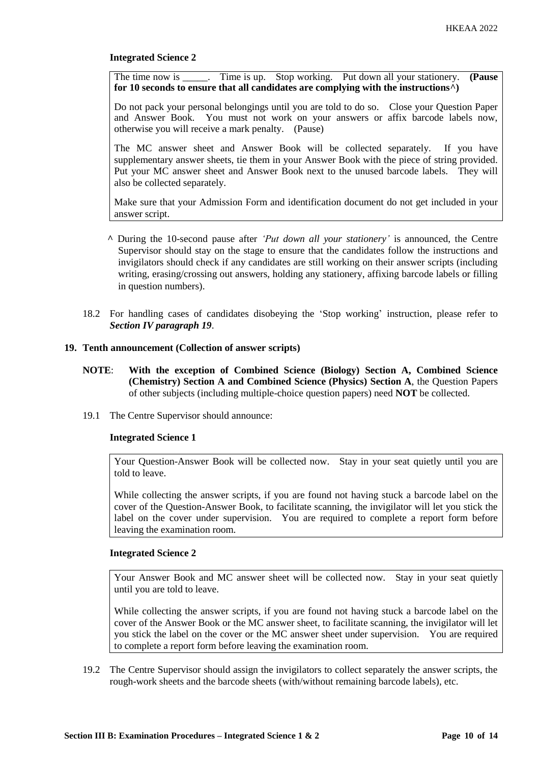**Integrated Science 2**

> The time now is _____. Time is up. Stop working. Put down all your stationery. **(Pause for 10 seconds to ensure that all candidates are complying with the instructions^)**
>
> Do not pack your personal belongings until you are told to do so. Close your Question Paper and Answer Book. You must not work on your answers or affix barcode labels now, otherwise you will receive a mark penalty. (Pause)
>
> The MC answer sheet and Answer Book will be collected separately. If you have supplementary answer sheets, tie them in your Answer Book with the piece of string provided. Put your MC answer sheet and Answer Book next to the unused barcode labels. They will also be collected separately.
>
> Make sure that your Admission Form and identification document do not get included in your answer script.

^ During the 10-second pause after *'Put down all your stationery'* is announced, the Centre Supervisor should stay on the stage to ensure that the candidates follow the instructions and invigilators should check if any candidates are still working on their answer scripts (including writing, erasing/crossing out answers, holding any stationery, affixing barcode labels or filling in question numbers).

18.2 For handling cases of candidates disobeying the 'Stop working' instruction, please refer to ***Section IV paragraph 19***.

## 19. Tenth announcement (Collection of answer scripts)

**NOTE**: **With the exception of Combined Science (Biology) Section A, Combined Science (Chemistry) Section A and Combined Science (Physics) Section A**, the Question Papers of other subjects (including multiple-choice question papers) need **NOT** be collected.

19.1 The Centre Supervisor should announce:

**Integrated Science 1**

> Your Question-Answer Book will be collected now. Stay in your seat quietly until you are told to leave.
>
> While collecting the answer scripts, if you are found not having stuck a barcode label on the cover of the Question-Answer Book, to facilitate scanning, the invigilator will let you stick the label on the cover under supervision. You are required to complete a report form before leaving the examination room.

**Integrated Science 2**

> Your Answer Book and MC answer sheet will be collected now. Stay in your seat quietly until you are told to leave.
>
> While collecting the answer scripts, if you are found not having stuck a barcode label on the cover of the Answer Book or the MC answer sheet, to facilitate scanning, the invigilator will let you stick the label on the cover or the MC answer sheet under supervision. You are required to complete a report form before leaving the examination room.

19.2 The Centre Supervisor should assign the invigilators to collect separately the answer scripts, the rough-work sheets and the barcode sheets (with/without remaining barcode labels), etc.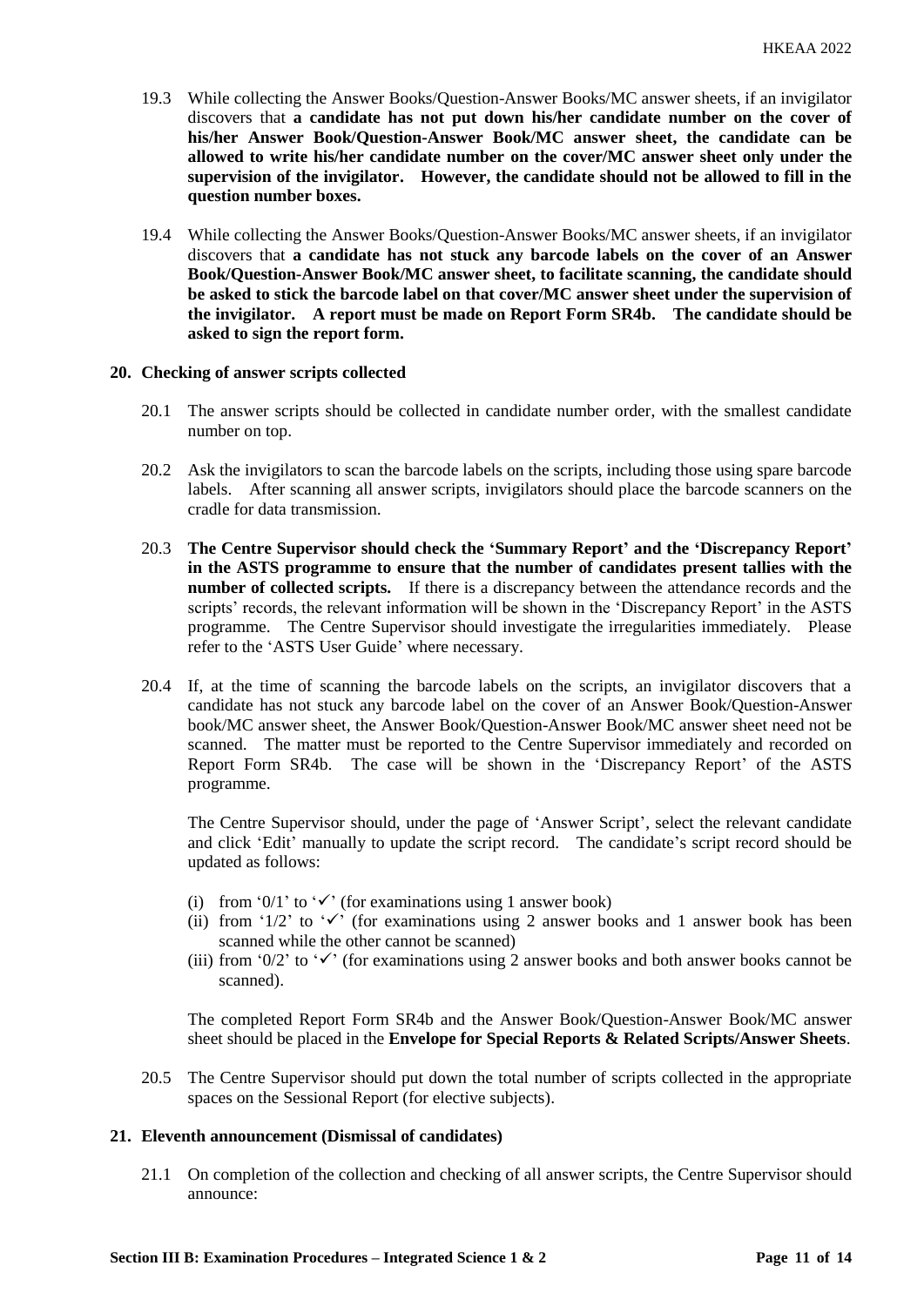19.3 While collecting the Answer Books/Question-Answer Books/MC answer sheets, if an invigilator discovers that **a candidate has not put down his/her candidate number on the cover of his/her Answer Book/Question-Answer Book/MC answer sheet, the candidate can be allowed to write his/her candidate number on the cover/MC answer sheet only under the supervision of the invigilator. However, the candidate should not be allowed to fill in the question number boxes.**

19.4 While collecting the Answer Books/Question-Answer Books/MC answer sheets, if an invigilator discovers that **a candidate has not stuck any barcode labels on the cover of an Answer Book/Question-Answer Book/MC answer sheet, to facilitate scanning, the candidate should be asked to stick the barcode label on that cover/MC answer sheet under the supervision of the invigilator. A report must be made on Report Form SR4b. The candidate should be asked to sign the report form.**

## 20. Checking of answer scripts collected

20.1 The answer scripts should be collected in candidate number order, with the smallest candidate number on top.

20.2 Ask the invigilators to scan the barcode labels on the scripts, including those using spare barcode labels. After scanning all answer scripts, invigilators should place the barcode scanners on the cradle for data transmission.

20.3 **The Centre Supervisor should check the 'Summary Report' and the 'Discrepancy Report' in the ASTS programme to ensure that the number of candidates present tallies with the number of collected scripts.** If there is a discrepancy between the attendance records and the scripts' records, the relevant information will be shown in the 'Discrepancy Report' in the ASTS programme. The Centre Supervisor should investigate the irregularities immediately. Please refer to the 'ASTS User Guide' where necessary.

20.4 If, at the time of scanning the barcode labels on the scripts, an invigilator discovers that a candidate has not stuck any barcode label on the cover of an Answer Book/Question-Answer book/MC answer sheet, the Answer Book/Question-Answer Book/MC answer sheet need not be scanned. The matter must be reported to the Centre Supervisor immediately and recorded on Report Form SR4b. The case will be shown in the 'Discrepancy Report' of the ASTS programme.

The Centre Supervisor should, under the page of 'Answer Script', select the relevant candidate and click 'Edit' manually to update the script record. The candidate's script record should be updated as follows:

(i) from '0/1' to '✓' (for examinations using 1 answer book)
(ii) from '1/2' to '✓' (for examinations using 2 answer books and 1 answer book has been scanned while the other cannot be scanned)
(iii) from '0/2' to '✓' (for examinations using 2 answer books and both answer books cannot be scanned).

The completed Report Form SR4b and the Answer Book/Question-Answer Book/MC answer sheet should be placed in the **Envelope for Special Reports & Related Scripts/Answer Sheets**.

20.5 The Centre Supervisor should put down the total number of scripts collected in the appropriate spaces on the Sessional Report (for elective subjects).

## 21. Eleventh announcement (Dismissal of candidates)

21.1 On completion of the collection and checking of all answer scripts, the Centre Supervisor should announce: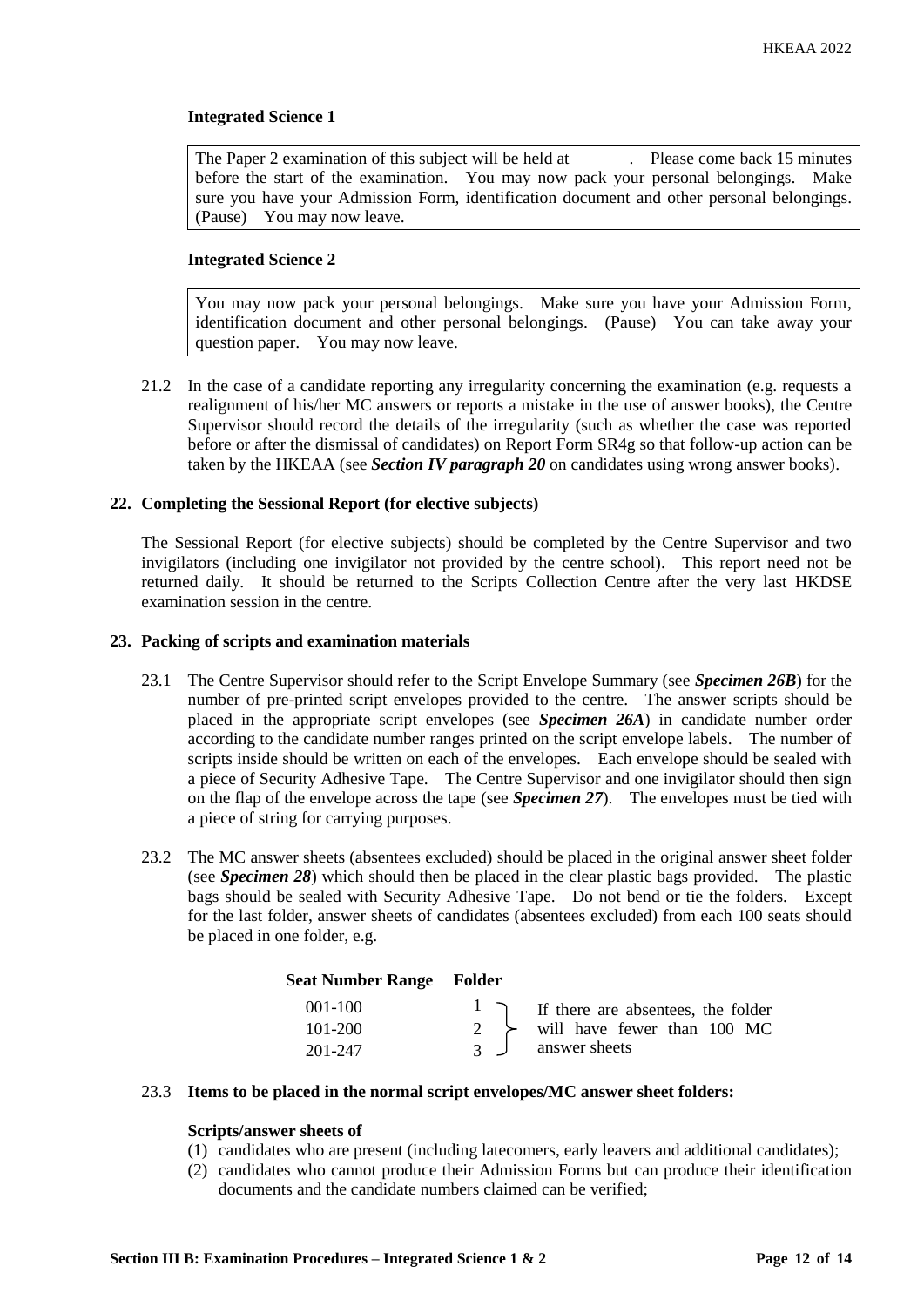**Integrated Science 1**

> The Paper 2 examination of this subject will be held at ______. Please come back 15 minutes before the start of the examination. You may now pack your personal belongings. Make sure you have your Admission Form, identification document and other personal belongings. (Pause) You may now leave.

**Integrated Science 2**

> You may now pack your personal belongings. Make sure you have your Admission Form, identification document and other personal belongings. (Pause) You can take away your question paper. You may now leave.

21.2 In the case of a candidate reporting any irregularity concerning the examination (e.g. requests a realignment of his/her MC answers or reports a mistake in the use of answer books), the Centre Supervisor should record the details of the irregularity (such as whether the case was reported before or after the dismissal of candidates) on Report Form SR4g so that follow-up action can be taken by the HKEAA (see ***Section IV paragraph 20*** on candidates using wrong answer books).

### 22. Completing the Sessional Report (for elective subjects)

The Sessional Report (for elective subjects) should be completed by the Centre Supervisor and two invigilators (including one invigilator not provided by the centre school). This report need not be returned daily. It should be returned to the Scripts Collection Centre after the very last HKDSE examination session in the centre.

### 23. Packing of scripts and examination materials

23.1 The Centre Supervisor should refer to the Script Envelope Summary (see ***Specimen 26B***) for the number of pre-printed script envelopes provided to the centre. The answer scripts should be placed in the appropriate script envelopes (see ***Specimen 26A***) in candidate number order according to the candidate number ranges printed on the script envelope labels. The number of scripts inside should be written on each of the envelopes. Each envelope should be sealed with a piece of Security Adhesive Tape. The Centre Supervisor and one invigilator should then sign on the flap of the envelope across the tape (see ***Specimen 27***). The envelopes must be tied with a piece of string for carrying purposes.

23.2 The MC answer sheets (absentees excluded) should be placed in the original answer sheet folder (see ***Specimen 28***) which should then be placed in the clear plastic bags provided. The plastic bags should be sealed with Security Adhesive Tape. Do not bend or tie the folders. Except for the last folder, answer sheets of candidates (absentees excluded) from each 100 seats should be placed in one folder, e.g.

| Seat Number Range | Folder | |
|---|---|---|
| 001-100 | 1 | If there are absentees, the folder will have fewer than 100 MC answer sheets |
| 101-200 | 2 | |
| 201-247 | 3 | |

23.3 **Items to be placed in the normal script envelopes/MC answer sheet folders:**

**Scripts/answer sheets of**

(1) candidates who are present (including latecomers, early leavers and additional candidates);
(2) candidates who cannot produce their Admission Forms but can produce their identification documents and the candidate numbers claimed can be verified;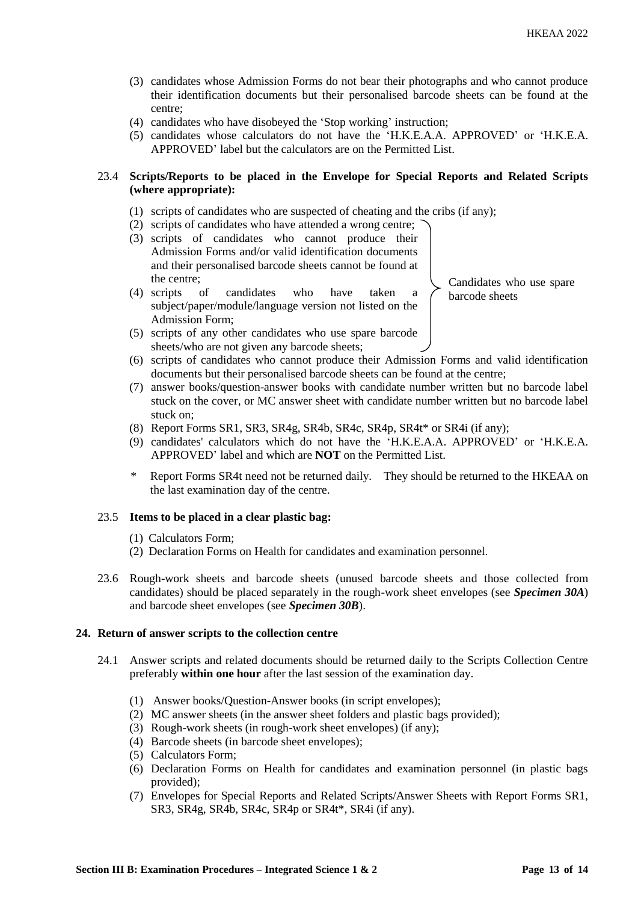(3) candidates whose Admission Forms do not bear their photographs and who cannot produce their identification documents but their personalised barcode sheets can be found at the centre;
(4) candidates who have disobeyed the 'Stop working' instruction;
(5) candidates whose calculators do not have the 'H.K.E.A.A. APPROVED' or 'H.K.E.A. APPROVED' label but the calculators are on the Permitted List.

23.4 **Scripts/Reports to be placed in the Envelope for Special Reports and Related Scripts (where appropriate):**

(1) scripts of candidates who are suspected of cheating and the cribs (if any);
(2) scripts of candidates who have attended a wrong centre;
(3) scripts of candidates who cannot produce their Admission Forms and/or valid identification documents and their personalised barcode sheets cannot be found at the centre;
(4) scripts of candidates who have taken a subject/paper/module/language version not listed on the Admission Form;
(5) scripts of any other candidates who use spare barcode sheets/who are not given any barcode sheets;

[Items (2) to (5): Candidates who use spare barcode sheets]

(6) scripts of candidates who cannot produce their Admission Forms and valid identification documents but their personalised barcode sheets can be found at the centre;
(7) answer books/question-answer books with candidate number written but no barcode label stuck on the cover, or MC answer sheet with candidate number written but no barcode label stuck on;
(8) Report Forms SR1, SR3, SR4g, SR4b, SR4c, SR4p, SR4t* or SR4i (if any);
(9) candidates' calculators which do not have the 'H.K.E.A.A. APPROVED' or 'H.K.E.A. APPROVED' label and which are **NOT** on the Permitted List.

\* Report Forms SR4t need not be returned daily. They should be returned to the HKEAA on the last examination day of the centre.

23.5 **Items to be placed in a clear plastic bag:**

(1) Calculators Form;
(2) Declaration Forms on Health for candidates and examination personnel.

23.6 Rough-work sheets and barcode sheets (unused barcode sheets and those collected from candidates) should be placed separately in the rough-work sheet envelopes (see ***Specimen 30A***) and barcode sheet envelopes (see ***Specimen 30B***).

**24. Return of answer scripts to the collection centre**

24.1 Answer scripts and related documents should be returned daily to the Scripts Collection Centre preferably **within one hour** after the last session of the examination day.

(1) Answer books/Question-Answer books (in script envelopes);
(2) MC answer sheets (in the answer sheet folders and plastic bags provided);
(3) Rough-work sheets (in rough-work sheet envelopes) (if any);
(4) Barcode sheets (in barcode sheet envelopes);
(5) Calculators Form;
(6) Declaration Forms on Health for candidates and examination personnel (in plastic bags provided);
(7) Envelopes for Special Reports and Related Scripts/Answer Sheets with Report Forms SR1, SR3, SR4g, SR4b, SR4c, SR4p or SR4t*, SR4i (if any).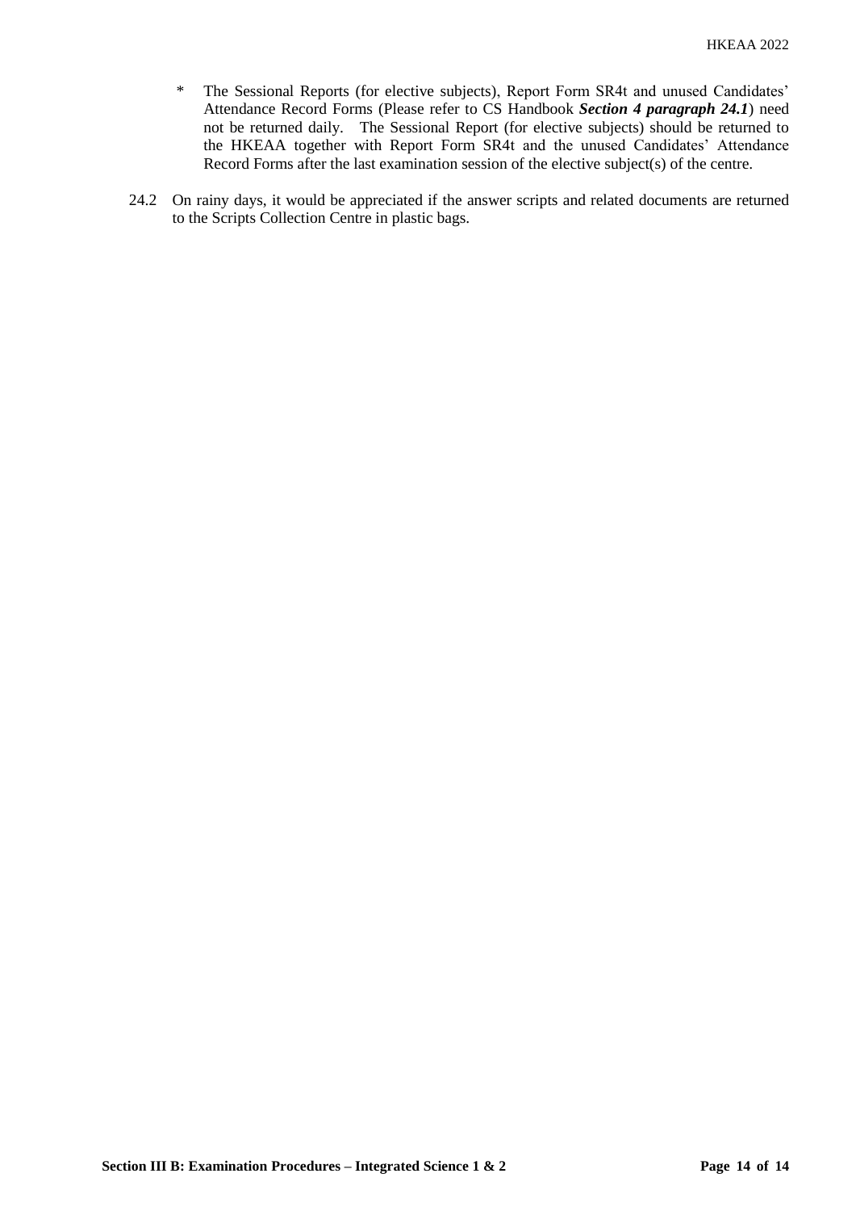\* The Sessional Reports (for elective subjects), Report Form SR4t and unused Candidates' Attendance Record Forms (Please refer to CS Handbook ***Section 4 paragraph 24.1***) need not be returned daily. The Sessional Report (for elective subjects) should be returned to the HKEAA together with Report Form SR4t and the unused Candidates' Attendance Record Forms after the last examination session of the elective subject(s) of the centre.

24.2 On rainy days, it would be appreciated if the answer scripts and related documents are returned to the Scripts Collection Centre in plastic bags.